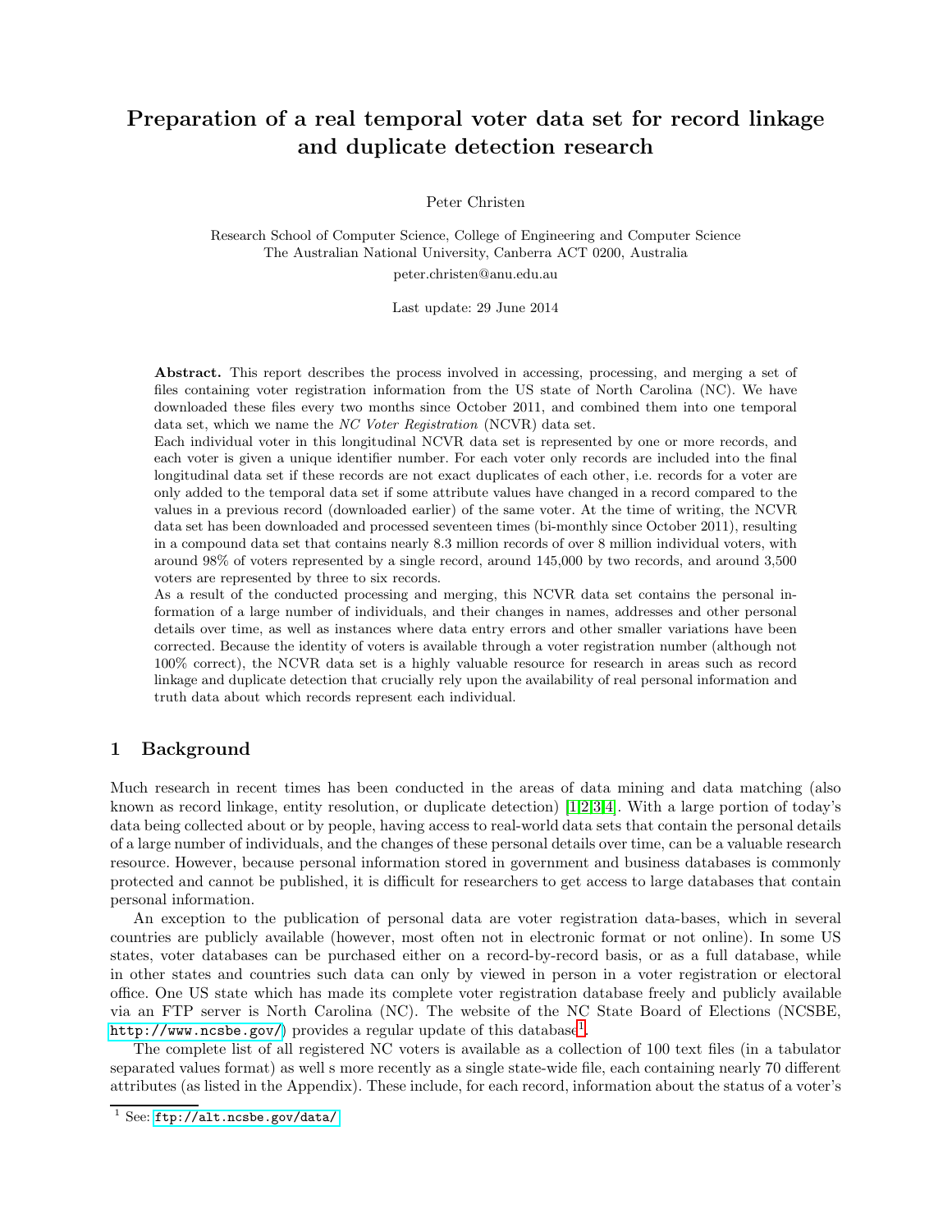# Preparation of a real temporal voter data set for record linkage and duplicate detection research

Peter Christen

Research School of Computer Science, College of Engineering and Computer Science
The Australian National University, Canberra ACT 0200, Australia
peter.christen@anu.edu.au

Last update: 29 June 2014

**Abstract.** This report describes the process involved in accessing, processing, and merging a set of files containing voter registration information from the US state of North Carolina (NC). We have downloaded these files every two months since October 2011, and combined them into one temporal data set, which we name the *NC Voter Registration* (NCVR) data set.
Each individual voter in this longitudinal NCVR data set is represented by one or more records, and each voter is given a unique identifier number. For each voter only records are included into the final longitudinal data set if these records are not exact duplicates of each other, i.e. records for a voter are only added to the temporal data set if some attribute values have changed in a record compared to the values in a previous record (downloaded earlier) of the same voter. At the time of writing, the NCVR data set has been downloaded and processed seventeen times (bi-monthly since October 2011), resulting in a compound data set that contains nearly 8.3 million records of over 8 million individual voters, with around 98% of voters represented by a single record, around 145,000 by two records, and around 3,500 voters are represented by three to six records.
As a result of the conducted processing and merging, this NCVR data set contains the personal information of a large number of individuals, and their changes in names, addresses and other personal details over time, as well as instances where data entry errors and other smaller variations have been corrected. Because the identity of voters is available through a voter registration number (although not 100% correct), the NCVR data set is a highly valuable resource for research in areas such as record linkage and duplicate detection that crucially rely upon the availability of real personal information and truth data about which records represent each individual.

## 1 Background

Much research in recent times has been conducted in the areas of data mining and data matching (also known as record linkage, entity resolution, or duplicate detection) [1,2,3,4]. With a large portion of today's data being collected about or by people, having access to real-world data sets that contain the personal details of a large number of individuals, and the changes of these personal details over time, can be a valuable research resource. However, because personal information stored in government and business databases is commonly protected and cannot be published, it is difficult for researchers to get access to large databases that contain personal information.

An exception to the publication of personal data are voter registration data-bases, which in several countries are publicly available (however, most often not in electronic format or not online). In some US states, voter databases can be purchased either on a record-by-record basis, or as a full database, while in other states and countries such data can only by viewed in person in a voter registration or electoral office. One US state which has made its complete voter registration database freely and publicly available via an FTP server is North Carolina (NC). The website of the NC State Board of Elections (NCSBE, `http://www.ncsbe.gov/`) provides a regular update of this database[1].

The complete list of all registered NC voters is available as a collection of 100 text files (in a tabulator separated values format) as well s more recently as a single state-wide file, each containing nearly 70 different attributes (as listed in the Appendix). These include, for each record, information about the status of a voter's

[1] See: `ftp://alt.ncsbe.gov/data/`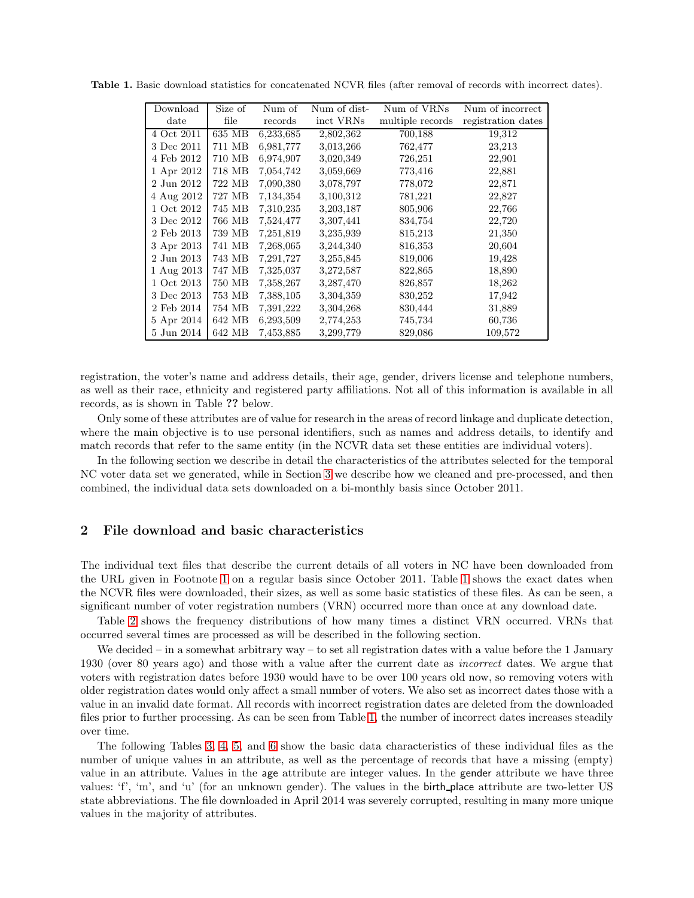**Table 1.** Basic download statistics for concatenated NCVR files (after removal of records with incorrect dates).

| Download date | Size of file | Num of records | Num of distinct VRNs | Num of VRNs multiple records | Num of incorrect registration dates |
|---|---|---|---|---|---|
| 4 Oct 2011 | 635 MB | 6,233,685 | 2,802,362 | 700,188 | 19,312 |
| 3 Dec 2011 | 711 MB | 6,981,777 | 3,013,266 | 762,477 | 23,213 |
| 4 Feb 2012 | 710 MB | 6,974,907 | 3,020,349 | 726,251 | 22,901 |
| 1 Apr 2012 | 718 MB | 7,054,742 | 3,059,669 | 773,416 | 22,881 |
| 2 Jun 2012 | 722 MB | 7,090,380 | 3,078,797 | 778,072 | 22,871 |
| 4 Aug 2012 | 727 MB | 7,134,354 | 3,100,312 | 781,221 | 22,827 |
| 1 Oct 2012 | 745 MB | 7,310,235 | 3,203,187 | 805,906 | 22,766 |
| 3 Dec 2012 | 766 MB | 7,524,477 | 3,307,441 | 834,754 | 22,720 |
| 2 Feb 2013 | 739 MB | 7,251,819 | 3,235,939 | 815,213 | 21,350 |
| 3 Apr 2013 | 741 MB | 7,268,065 | 3,244,340 | 816,353 | 20,604 |
| 2 Jun 2013 | 743 MB | 7,291,727 | 3,255,845 | 819,006 | 19,428 |
| 1 Aug 2013 | 747 MB | 7,325,037 | 3,272,587 | 822,865 | 18,890 |
| 1 Oct 2013 | 750 MB | 7,358,267 | 3,287,470 | 826,857 | 18,262 |
| 3 Dec 2013 | 753 MB | 7,388,105 | 3,304,359 | 830,252 | 17,942 |
| 2 Feb 2014 | 754 MB | 7,391,222 | 3,304,268 | 830,444 | 31,889 |
| 5 Apr 2014 | 642 MB | 6,293,509 | 2,774,253 | 745,734 | 60,736 |
| 5 Jun 2014 | 642 MB | 7,453,885 | 3,299,779 | 829,086 | 109,572 |

registration, the voter's name and address details, their age, gender, drivers license and telephone numbers, as well as their race, ethnicity and registered party affiliations. Not all of this information is available in all records, as is shown in Table **??** below.

Only some of these attributes are of value for research in the areas of record linkage and duplicate detection, where the main objective is to use personal identifiers, such as names and address details, to identify and match records that refer to the same entity (in the NCVR data set these entities are individual voters).

In the following section we describe in detail the characteristics of the attributes selected for the temporal NC voter data set we generated, while in Section 3 we describe how we cleaned and pre-processed, and then combined, the individual data sets downloaded on a bi-monthly basis since October 2011.

## 2 File download and basic characteristics

The individual text files that describe the current details of all voters in NC have been downloaded from the URL given in Footnote 1 on a regular basis since October 2011. Table 1 shows the exact dates when the NCVR files were downloaded, their sizes, as well as some basic statistics of these files. As can be seen, a significant number of voter registration numbers (VRN) occurred more than once at any download date.

Table 2 shows the frequency distributions of how many times a distinct VRN occurred. VRNs that occurred several times are processed as will be described in the following section.

We decided – in a somewhat arbitrary way – to set all registration dates with a value before the 1 January 1930 (over 80 years ago) and those with a value after the current date as *incorrect* dates. We argue that voters with registration dates before 1930 would have to be over 100 years old now, so removing voters with older registration dates would only affect a small number of voters. We also set as incorrect dates those with a value in an invalid date format. All records with incorrect registration dates are deleted from the downloaded files prior to further processing. As can be seen from Table 1, the number of incorrect dates increases steadily over time.

The following Tables 3, 4, 5, and 6 show the basic data characteristics of these individual files as the number of unique values in an attribute, as well as the percentage of records that have a missing (empty) value in an attribute. Values in the age attribute are integer values. In the gender attribute we have three values: 'f', 'm', and 'u' (for an unknown gender). The values in the birth_place attribute are two-letter US state abbreviations. The file downloaded in April 2014 was severely corrupted, resulting in many more unique values in the majority of attributes.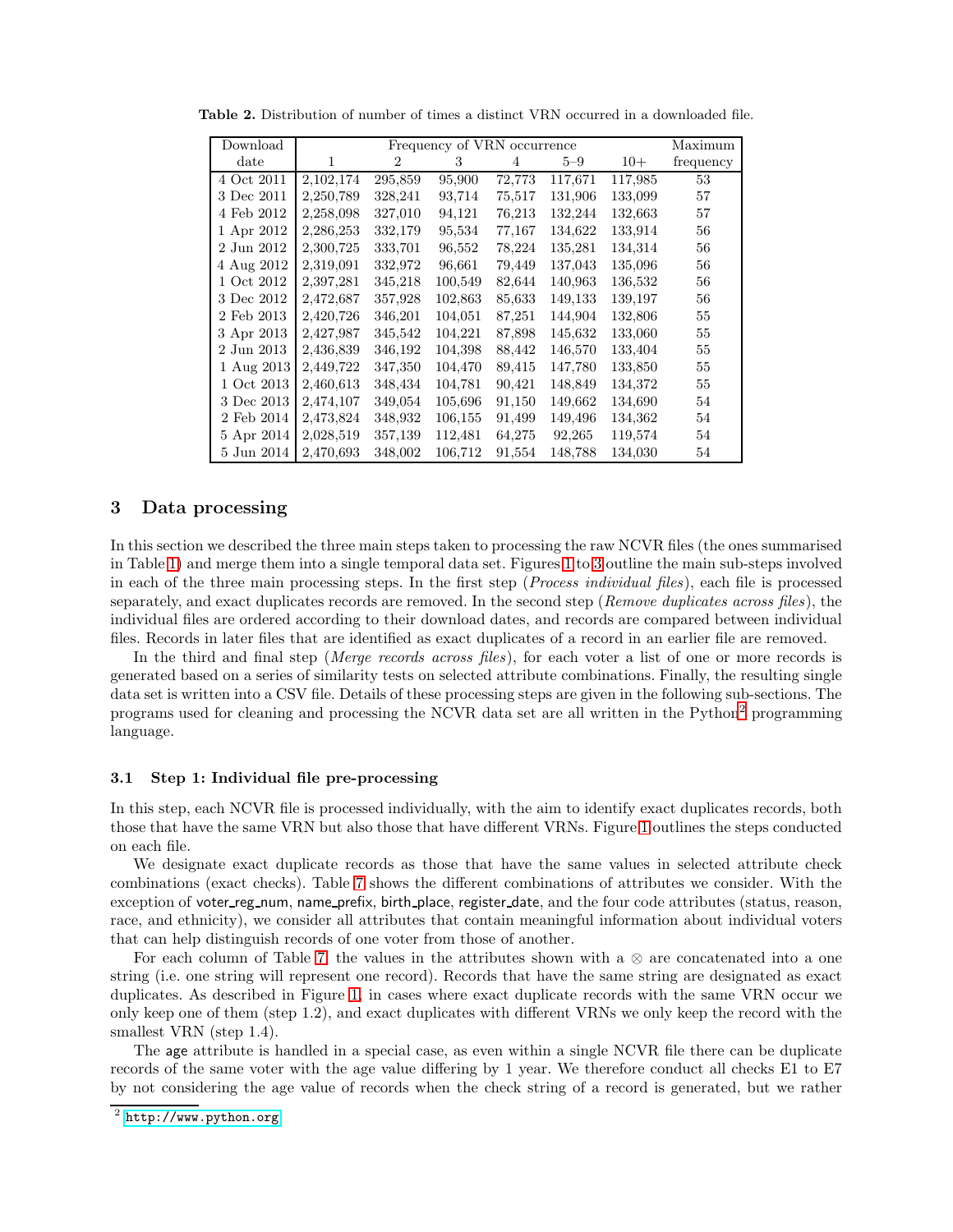**Table 2.** Distribution of number of times a distinct VRN occurred in a downloaded file.

| Download date | Frequency of VRN occurrence 1 | 2 | 3 | 4 | 5–9 | 10+ | Maximum frequency |
|---|---|---|---|---|---|---|---|
| 4 Oct 2011 | 2,102,174 | 295,859 | 95,900 | 72,773 | 117,671 | 117,985 | 53 |
| 3 Dec 2011 | 2,250,789 | 328,241 | 93,714 | 75,517 | 131,906 | 133,099 | 57 |
| 4 Feb 2012 | 2,258,098 | 327,010 | 94,121 | 76,213 | 132,244 | 132,663 | 57 |
| 1 Apr 2012 | 2,286,253 | 332,179 | 95,534 | 77,167 | 134,622 | 133,914 | 56 |
| 2 Jun 2012 | 2,300,725 | 333,701 | 96,552 | 78,224 | 135,281 | 134,314 | 56 |
| 4 Aug 2012 | 2,319,091 | 332,972 | 96,661 | 79,449 | 137,043 | 135,096 | 56 |
| 1 Oct 2012 | 2,397,281 | 345,218 | 100,549 | 82,644 | 140,963 | 136,532 | 56 |
| 3 Dec 2012 | 2,472,687 | 357,928 | 102,863 | 85,633 | 149,133 | 139,197 | 56 |
| 2 Feb 2013 | 2,420,726 | 346,201 | 104,051 | 87,251 | 144,904 | 132,806 | 55 |
| 3 Apr 2013 | 2,427,987 | 345,542 | 104,221 | 87,898 | 145,632 | 133,060 | 55 |
| 2 Jun 2013 | 2,436,839 | 346,192 | 104,398 | 88,442 | 146,570 | 133,404 | 55 |
| 1 Aug 2013 | 2,449,722 | 347,350 | 104,470 | 89,415 | 147,780 | 133,850 | 55 |
| 1 Oct 2013 | 2,460,613 | 348,434 | 104,781 | 90,421 | 148,849 | 134,372 | 55 |
| 3 Dec 2013 | 2,474,107 | 349,054 | 105,696 | 91,150 | 149,662 | 134,690 | 54 |
| 2 Feb 2014 | 2,473,824 | 348,932 | 106,155 | 91,499 | 149,496 | 134,362 | 54 |
| 5 Apr 2014 | 2,028,519 | 357,139 | 112,481 | 64,275 | 92,265 | 119,574 | 54 |
| 5 Jun 2014 | 2,470,693 | 348,002 | 106,712 | 91,554 | 148,788 | 134,030 | 54 |

## 3 Data processing

In this section we described the three main steps taken to processing the raw NCVR files (the ones summarised in Table 1) and merge them into a single temporal data set. Figures 1 to 3 outline the main sub-steps involved in each of the three main processing steps. In the first step (*Process individual files*), each file is processed separately, and exact duplicates records are removed. In the second step (*Remove duplicates across files*), the individual files are ordered according to their download dates, and records are compared between individual files. Records in later files that are identified as exact duplicates of a record in an earlier file are removed.

In the third and final step (*Merge records across files*), for each voter a list of one or more records is generated based on a series of similarity tests on selected attribute combinations. Finally, the resulting single data set is written into a CSV file. Details of these processing steps are given in the following sub-sections. The programs used for cleaning and processing the NCVR data set are all written in the Python[2] programming language.

### 3.1 Step 1: Individual file pre-processing

In this step, each NCVR file is processed individually, with the aim to identify exact duplicates records, both those that have the same VRN but also those that have different VRNs. Figure 1 outlines the steps conducted on each file.

We designate exact duplicate records as those that have the same values in selected attribute check combinations (exact checks). Table 7 shows the different combinations of attributes we consider. With the exception of voter_reg_num, name_prefix, birth_place, register_date, and the four code attributes (status, reason, race, and ethnicity), we consider all attributes that contain meaningful information about individual voters that can help distinguish records of one voter from those of another.

For each column of Table 7, the values in the attributes shown with a ⊗ are concatenated into a one string (i.e. one string will represent one record). Records that have the same string are designated as exact duplicates. As described in Figure 1, in cases where exact duplicate records with the same VRN occur we only keep one of them (step 1.2), and exact duplicates with different VRNs we only keep the record with the smallest VRN (step 1.4).

The age attribute is handled in a special case, as even within a single NCVR file there can be duplicate records of the same voter with the age value differing by 1 year. We therefore conduct all checks E1 to E7 by not considering the age value of records when the check string of a record is generated, but we rather

[2] http://www.python.org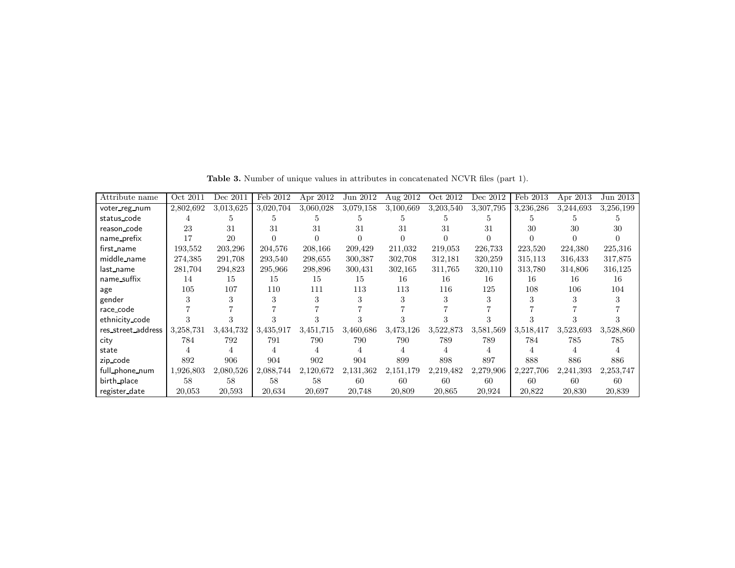**Table 3.** Number of unique values in attributes in concatenated NCVR files (part 1).

| Attribute name | Oct 2011 | Dec 2011 | Feb 2012 | Apr 2012 | Jun 2012 | Aug 2012 | Oct 2012 | Dec 2012 | Feb 2013 | Apr 2013 | Jun 2013 |
|---|---|---|---|---|---|---|---|---|---|---|---|
| voter_reg_num | 2,802,692 | 3,013,625 | 3,020,704 | 3,060,028 | 3,079,158 | 3,100,669 | 3,203,540 | 3,307,795 | 3,236,286 | 3,244,693 | 3,256,199 |
| status_code | 4 | 5 | 5 | 5 | 5 | 5 | 5 | 5 | 5 | 5 | 5 |
| reason_code | 23 | 31 | 31 | 31 | 31 | 31 | 31 | 31 | 30 | 30 | 30 |
| name_prefix | 17 | 20 | 0 | 0 | 0 | 0 | 0 | 0 | 0 | 0 | 0 |
| first_name | 193,552 | 203,296 | 204,576 | 208,166 | 209,429 | 211,032 | 219,053 | 226,733 | 223,520 | 224,380 | 225,316 |
| middle_name | 274,385 | 291,708 | 293,540 | 298,655 | 300,387 | 302,708 | 312,181 | 320,259 | 315,113 | 316,433 | 317,875 |
| last_name | 281,704 | 294,823 | 295,966 | 298,896 | 300,431 | 302,165 | 311,765 | 320,110 | 313,780 | 314,806 | 316,125 |
| name_suffix | 14 | 15 | 15 | 15 | 15 | 16 | 16 | 16 | 16 | 16 | 16 |
| age | 105 | 107 | 110 | 111 | 113 | 113 | 116 | 125 | 108 | 106 | 104 |
| gender | 3 | 3 | 3 | 3 | 3 | 3 | 3 | 3 | 3 | 3 | 3 |
| race_code | 7 | 7 | 7 | 7 | 7 | 7 | 7 | 7 | 7 | 7 | 7 |
| ethnicity_code | 3 | 3 | 3 | 3 | 3 | 3 | 3 | 3 | 3 | 3 | 3 |
| res_street_address | 3,258,731 | 3,434,732 | 3,435,917 | 3,451,715 | 3,460,686 | 3,473,126 | 3,522,873 | 3,581,569 | 3,518,417 | 3,523,693 | 3,528,860 |
| city | 784 | 792 | 791 | 790 | 790 | 790 | 789 | 789 | 784 | 785 | 785 |
| state | 4 | 4 | 4 | 4 | 4 | 4 | 4 | 4 | 4 | 4 | 4 |
| zip_code | 892 | 906 | 904 | 902 | 904 | 899 | 898 | 897 | 888 | 886 | 886 |
| full_phone_num | 1,926,803 | 2,080,526 | 2,088,744 | 2,120,672 | 2,131,362 | 2,151,179 | 2,219,482 | 2,279,906 | 2,227,706 | 2,241,393 | 2,253,747 |
| birth_place | 58 | 58 | 58 | 58 | 60 | 60 | 60 | 60 | 60 | 60 | 60 |
| register_date | 20,053 | 20,593 | 20,634 | 20,697 | 20,748 | 20,809 | 20,865 | 20,924 | 20,822 | 20,830 | 20,839 |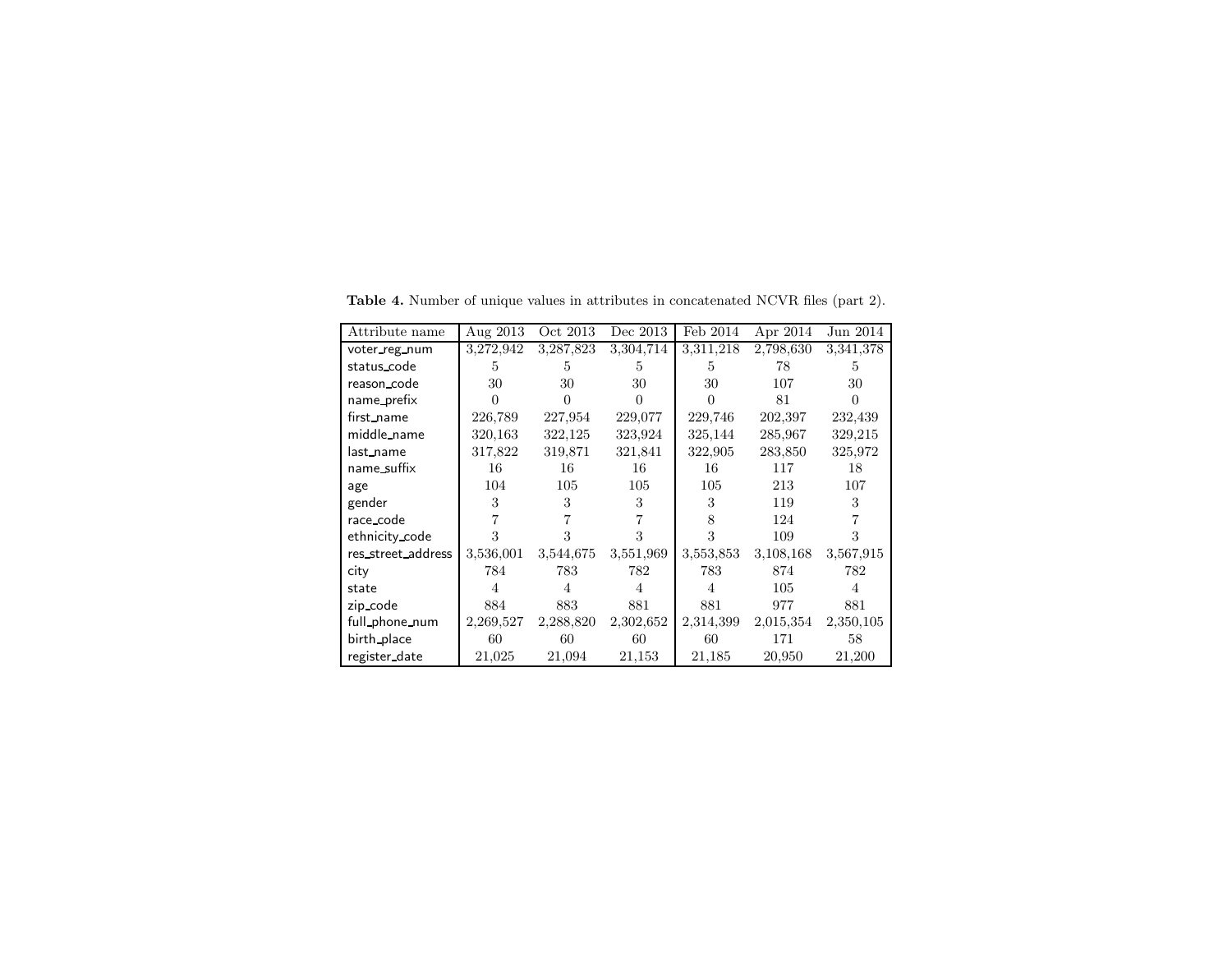**Table 4.** Number of unique values in attributes in concatenated NCVR files (part 2).

| Attribute name | Aug 2013 | Oct 2013 | Dec 2013 | Feb 2014 | Apr 2014 | Jun 2014 |
|---|---|---|---|---|---|---|
| voter_reg_num | 3,272,942 | 3,287,823 | 3,304,714 | 3,311,218 | 2,798,630 | 3,341,378 |
| status_code | 5 | 5 | 5 | 5 | 78 | 5 |
| reason_code | 30 | 30 | 30 | 30 | 107 | 30 |
| name_prefix | 0 | 0 | 0 | 0 | 81 | 0 |
| first_name | 226,789 | 227,954 | 229,077 | 229,746 | 202,397 | 232,439 |
| middle_name | 320,163 | 322,125 | 323,924 | 325,144 | 285,967 | 329,215 |
| last_name | 317,822 | 319,871 | 321,841 | 322,905 | 283,850 | 325,972 |
| name_suffix | 16 | 16 | 16 | 16 | 117 | 18 |
| age | 104 | 105 | 105 | 105 | 213 | 107 |
| gender | 3 | 3 | 3 | 3 | 119 | 3 |
| race_code | 7 | 7 | 7 | 8 | 124 | 7 |
| ethnicity_code | 3 | 3 | 3 | 3 | 109 | 3 |
| res_street_address | 3,536,001 | 3,544,675 | 3,551,969 | 3,553,853 | 3,108,168 | 3,567,915 |
| city | 784 | 783 | 782 | 783 | 874 | 782 |
| state | 4 | 4 | 4 | 4 | 105 | 4 |
| zip_code | 884 | 883 | 881 | 881 | 977 | 881 |
| full_phone_num | 2,269,527 | 2,288,820 | 2,302,652 | 2,314,399 | 2,015,354 | 2,350,105 |
| birth_place | 60 | 60 | 60 | 60 | 171 | 58 |
| register_date | 21,025 | 21,094 | 21,153 | 21,185 | 20,950 | 21,200 |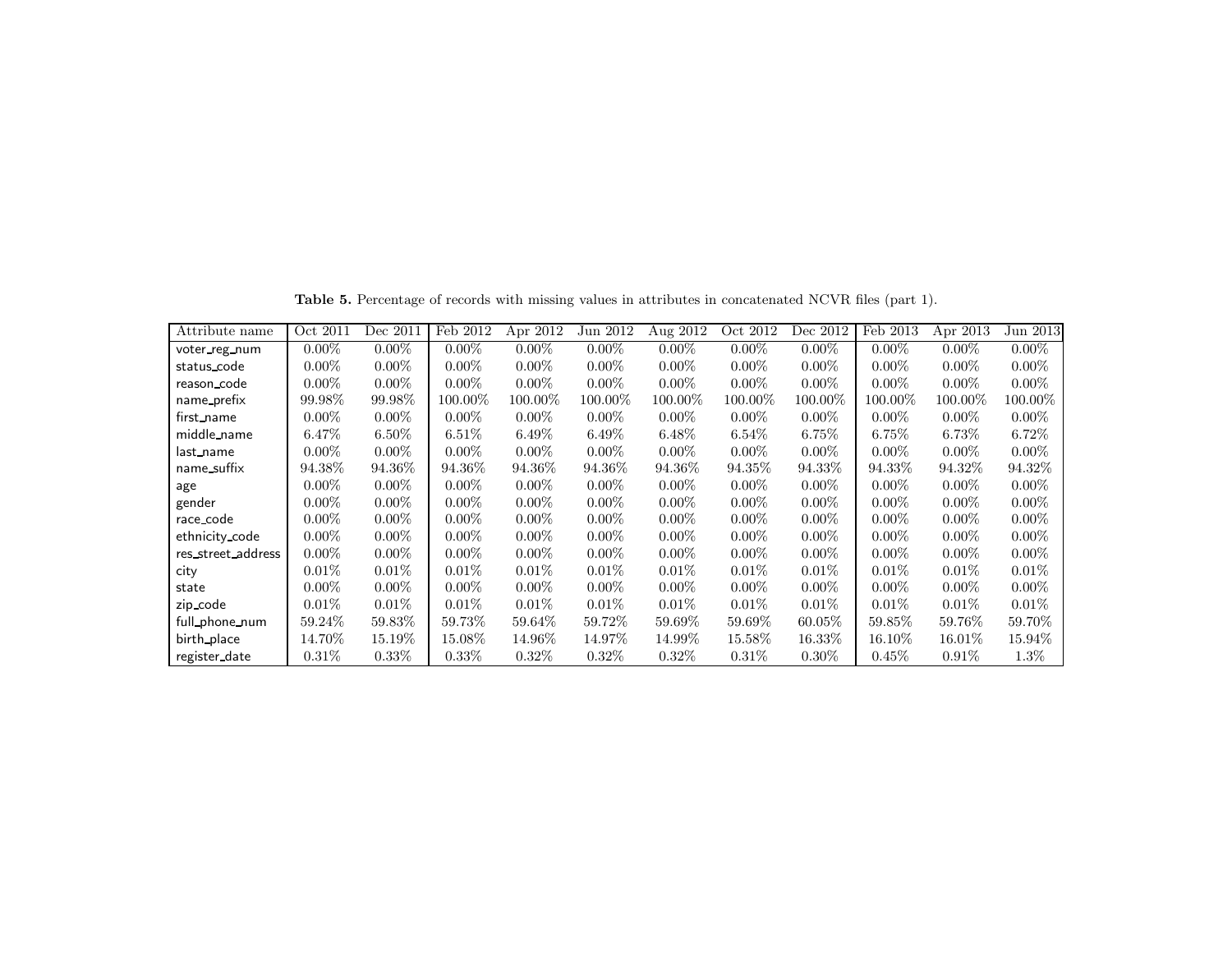**Table 5.** Percentage of records with missing values in attributes in concatenated NCVR files (part 1).

| Attribute name | Oct 2011 | Dec 2011 | Feb 2012 | Apr 2012 | Jun 2012 | Aug 2012 | Oct 2012 | Dec 2012 | Feb 2013 | Apr 2013 | Jun 2013 |
|---|---|---|---|---|---|---|---|---|---|---|---|
| voter_reg_num | 0.00% | 0.00% | 0.00% | 0.00% | 0.00% | 0.00% | 0.00% | 0.00% | 0.00% | 0.00% | 0.00% |
| status_code | 0.00% | 0.00% | 0.00% | 0.00% | 0.00% | 0.00% | 0.00% | 0.00% | 0.00% | 0.00% | 0.00% |
| reason_code | 0.00% | 0.00% | 0.00% | 0.00% | 0.00% | 0.00% | 0.00% | 0.00% | 0.00% | 0.00% | 0.00% |
| name_prefix | 99.98% | 99.98% | 100.00% | 100.00% | 100.00% | 100.00% | 100.00% | 100.00% | 100.00% | 100.00% | 100.00% |
| first_name | 0.00% | 0.00% | 0.00% | 0.00% | 0.00% | 0.00% | 0.00% | 0.00% | 0.00% | 0.00% | 0.00% |
| middle_name | 6.47% | 6.50% | 6.51% | 6.49% | 6.49% | 6.48% | 6.54% | 6.75% | 6.75% | 6.73% | 6.72% |
| last_name | 0.00% | 0.00% | 0.00% | 0.00% | 0.00% | 0.00% | 0.00% | 0.00% | 0.00% | 0.00% | 0.00% |
| name_suffix | 94.38% | 94.36% | 94.36% | 94.36% | 94.36% | 94.36% | 94.35% | 94.33% | 94.33% | 94.32% | 94.32% |
| age | 0.00% | 0.00% | 0.00% | 0.00% | 0.00% | 0.00% | 0.00% | 0.00% | 0.00% | 0.00% | 0.00% |
| gender | 0.00% | 0.00% | 0.00% | 0.00% | 0.00% | 0.00% | 0.00% | 0.00% | 0.00% | 0.00% | 0.00% |
| race_code | 0.00% | 0.00% | 0.00% | 0.00% | 0.00% | 0.00% | 0.00% | 0.00% | 0.00% | 0.00% | 0.00% |
| ethnicity_code | 0.00% | 0.00% | 0.00% | 0.00% | 0.00% | 0.00% | 0.00% | 0.00% | 0.00% | 0.00% | 0.00% |
| res_street_address | 0.00% | 0.00% | 0.00% | 0.00% | 0.00% | 0.00% | 0.00% | 0.00% | 0.00% | 0.00% | 0.00% |
| city | 0.01% | 0.01% | 0.01% | 0.01% | 0.01% | 0.01% | 0.01% | 0.01% | 0.01% | 0.01% | 0.01% |
| state | 0.00% | 0.00% | 0.00% | 0.00% | 0.00% | 0.00% | 0.00% | 0.00% | 0.00% | 0.00% | 0.00% |
| zip_code | 0.01% | 0.01% | 0.01% | 0.01% | 0.01% | 0.01% | 0.01% | 0.01% | 0.01% | 0.01% | 0.01% |
| full_phone_num | 59.24% | 59.83% | 59.73% | 59.64% | 59.72% | 59.69% | 59.69% | 60.05% | 59.85% | 59.76% | 59.70% |
| birth_place | 14.70% | 15.19% | 15.08% | 14.96% | 14.97% | 14.99% | 15.58% | 16.33% | 16.10% | 16.01% | 15.94% |
| register_date | 0.31% | 0.33% | 0.33% | 0.32% | 0.32% | 0.32% | 0.31% | 0.30% | 0.45% | 0.91% | 1.3% |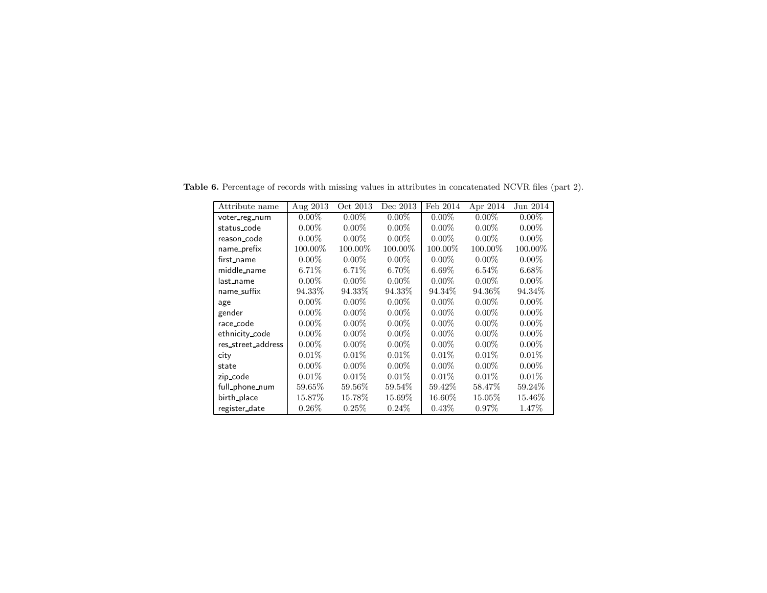**Table 6.** Percentage of records with missing values in attributes in concatenated NCVR files (part 2).

| Attribute name | Aug 2013 | Oct 2013 | Dec 2013 | Feb 2014 | Apr 2014 | Jun 2014 |
|---|---|---|---|---|---|---|
| voter_reg_num | 0.00% | 0.00% | 0.00% | 0.00% | 0.00% | 0.00% |
| status_code | 0.00% | 0.00% | 0.00% | 0.00% | 0.00% | 0.00% |
| reason_code | 0.00% | 0.00% | 0.00% | 0.00% | 0.00% | 0.00% |
| name_prefix | 100.00% | 100.00% | 100.00% | 100.00% | 100.00% | 100.00% |
| first_name | 0.00% | 0.00% | 0.00% | 0.00% | 0.00% | 0.00% |
| middle_name | 6.71% | 6.71% | 6.70% | 6.69% | 6.54% | 6.68% |
| last_name | 0.00% | 0.00% | 0.00% | 0.00% | 0.00% | 0.00% |
| name_suffix | 94.33% | 94.33% | 94.33% | 94.34% | 94.36% | 94.34% |
| age | 0.00% | 0.00% | 0.00% | 0.00% | 0.00% | 0.00% |
| gender | 0.00% | 0.00% | 0.00% | 0.00% | 0.00% | 0.00% |
| race_code | 0.00% | 0.00% | 0.00% | 0.00% | 0.00% | 0.00% |
| ethnicity_code | 0.00% | 0.00% | 0.00% | 0.00% | 0.00% | 0.00% |
| res_street_address | 0.00% | 0.00% | 0.00% | 0.00% | 0.00% | 0.00% |
| city | 0.01% | 0.01% | 0.01% | 0.01% | 0.01% | 0.01% |
| state | 0.00% | 0.00% | 0.00% | 0.00% | 0.00% | 0.00% |
| zip_code | 0.01% | 0.01% | 0.01% | 0.01% | 0.01% | 0.01% |
| full_phone_num | 59.65% | 59.56% | 59.54% | 59.42% | 58.47% | 59.24% |
| birth_place | 15.87% | 15.78% | 15.69% | 16.60% | 15.05% | 15.46% |
| register_date | 0.26% | 0.25% | 0.24% | 0.43% | 0.97% | 1.47% |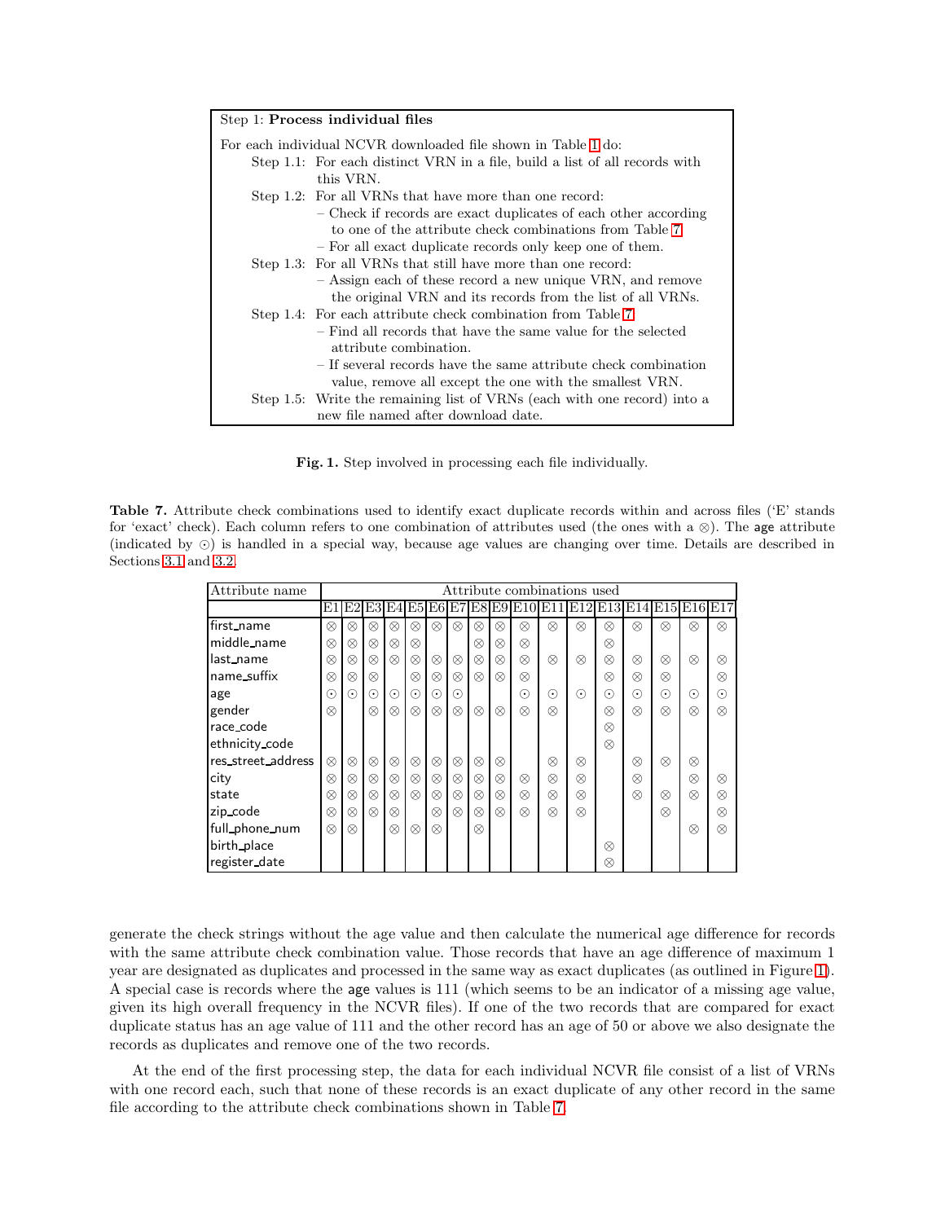| Step 1: **Process individual files** | |
|---|---|
| For each individual NCVR downloaded file shown in Table 1 do: | |
| Step 1.1: | For each distinct VRN in a file, build a list of all records with this VRN. |
| Step 1.2: | For all VRNs that have more than one record:<br>– Check if records are exact duplicates of each other according to one of the attribute check combinations from Table 7<br>– For all exact duplicate records only keep one of them. |
| Step 1.3: | For all VRNs that still have more than one record:<br>– Assign each of these record a new unique VRN, and remove the original VRN and its records from the list of all VRNs. |
| Step 1.4: | For each attribute check combination from Table 7<br>– Find all records that have the same value for the selected attribute combination.<br>– If several records have the same attribute check combination value, remove all except the one with the smallest VRN. |
| Step 1.5: | Write the remaining list of VRNs (each with one record) into a new file named after download date. |

**Fig. 1.** Step involved in processing each file individually.

**Table 7.** Attribute check combinations used to identify exact duplicate records within and across files ('E' stands for 'exact' check). Each column refers to one combination of attributes used (the ones with a ⊗). The age attribute (indicated by ⊙) is handled in a special way, because age values are changing over time. Details are described in Sections 3.1 and 3.2.

| Attribute name | Attribute combinations used | | | | | | | | | | | | | | | | |
|---|---|---|---|---|---|---|---|---|---|---|---|---|---|---|---|---|---|
| | E1 | E2 | E3 | E4 | E5 | E6 | E7 | E8 | E9 | E10 | E11 | E12 | E13 | E14 | E15 | E16 | E17 |
| first_name | ⊗ | ⊗ | ⊗ | ⊗ | ⊗ | ⊗ | ⊗ | ⊗ | ⊗ | ⊗ | ⊗ | ⊗ | ⊗ | ⊗ | ⊗ | ⊗ | ⊗ |
| middle_name | ⊗ | ⊗ | ⊗ | ⊗ | ⊗ | | | ⊗ | ⊗ | ⊗ | | | ⊗ | | | | |
| last_name | ⊗ | ⊗ | ⊗ | ⊗ | ⊗ | ⊗ | ⊗ | ⊗ | ⊗ | ⊗ | ⊗ | ⊗ | ⊗ | ⊗ | ⊗ | ⊗ | ⊗ |
| name_suffix | ⊗ | ⊗ | ⊗ | | ⊗ | ⊗ | ⊗ | ⊗ | ⊗ | ⊗ | | | ⊗ | ⊗ | ⊗ | | ⊗ |
| age | ⊙ | ⊙ | ⊙ | ⊙ | ⊙ | ⊙ | ⊙ | | | ⊙ | ⊙ | ⊙ | ⊙ | ⊙ | ⊙ | ⊙ | ⊙ |
| gender | ⊗ | | ⊗ | ⊗ | ⊗ | ⊗ | ⊗ | ⊗ | ⊗ | ⊗ | ⊗ | | ⊗ | ⊗ | ⊗ | ⊗ | ⊗ |
| race_code | | | | | | | | | | | | | ⊗ | | | | |
| ethnicity_code | | | | | | | | | | | | | ⊗ | | | | |
| res_street_address | ⊗ | ⊗ | ⊗ | ⊗ | ⊗ | ⊗ | ⊗ | ⊗ | ⊗ | | ⊗ | ⊗ | | ⊗ | ⊗ | ⊗ | |
| city | ⊗ | ⊗ | ⊗ | ⊗ | ⊗ | ⊗ | ⊗ | ⊗ | ⊗ | ⊗ | ⊗ | ⊗ | | ⊗ | | ⊗ | ⊗ |
| state | ⊗ | ⊗ | ⊗ | ⊗ | ⊗ | ⊗ | ⊗ | ⊗ | ⊗ | ⊗ | ⊗ | ⊗ | | ⊗ | ⊗ | ⊗ | ⊗ |
| zip_code | ⊗ | ⊗ | ⊗ | ⊗ | | ⊗ | ⊗ | ⊗ | ⊗ | ⊗ | ⊗ | ⊗ | | | ⊗ | | ⊗ |
| full_phone_num | ⊗ | ⊗ | | ⊗ | ⊗ | ⊗ | | ⊗ | | | | | | | | ⊗ | ⊗ |
| birth_place | | | | | | | | | | | | | ⊗ | | | | |
| register_date | | | | | | | | | | | | | ⊗ | | | | |

generate the check strings without the age value and then calculate the numerical age difference for records with the same attribute check combination value. Those records that have an age difference of maximum 1 year are designated as duplicates and processed in the same way as exact duplicates (as outlined in Figure 1). A special case is records where the age values is 111 (which seems to be an indicator of a missing age value, given its high overall frequency in the NCVR files). If one of the two records that are compared for exact duplicate status has an age value of 111 and the other record has an age of 50 or above we also designate the records as duplicates and remove one of the two records.

At the end of the first processing step, the data for each individual NCVR file consist of a list of VRNs with one record each, such that none of these records is an exact duplicate of any other record in the same file according to the attribute check combinations shown in Table 7.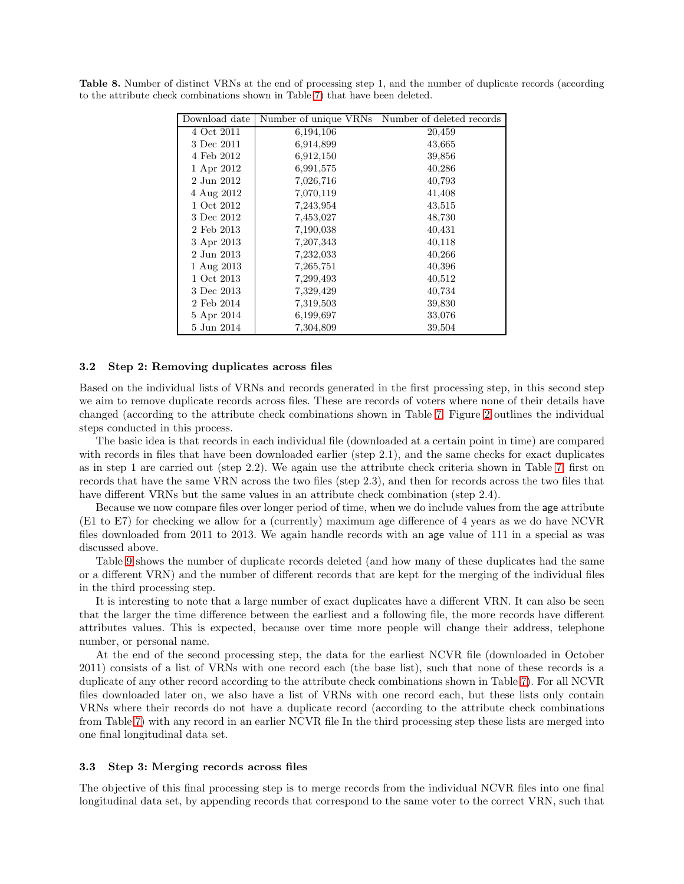**Table 8.** Number of distinct VRNs at the end of processing step 1, and the number of duplicate records (according to the attribute check combinations shown in Table 7) that have been deleted.

| Download date | Number of unique VRNs | Number of deleted records |
|---|---|---|
| 4 Oct 2011 | 6,194,106 | 20,459 |
| 3 Dec 2011 | 6,914,899 | 43,665 |
| 4 Feb 2012 | 6,912,150 | 39,856 |
| 1 Apr 2012 | 6,991,575 | 40,286 |
| 2 Jun 2012 | 7,026,716 | 40,793 |
| 4 Aug 2012 | 7,070,119 | 41,408 |
| 1 Oct 2012 | 7,243,954 | 43,515 |
| 3 Dec 2012 | 7,453,027 | 48,730 |
| 2 Feb 2013 | 7,190,038 | 40,431 |
| 3 Apr 2013 | 7,207,343 | 40,118 |
| 2 Jun 2013 | 7,232,033 | 40,266 |
| 1 Aug 2013 | 7,265,751 | 40,396 |
| 1 Oct 2013 | 7,299,493 | 40,512 |
| 3 Dec 2013 | 7,329,429 | 40,734 |
| 2 Feb 2014 | 7,319,503 | 39,830 |
| 5 Apr 2014 | 6,199,697 | 33,076 |
| 5 Jun 2014 | 7,304,809 | 39,504 |

### 3.2 Step 2: Removing duplicates across files

Based on the individual lists of VRNs and records generated in the first processing step, in this second step we aim to remove duplicate records across files. These are records of voters where none of their details have changed (according to the attribute check combinations shown in Table 7. Figure 2 outlines the individual steps conducted in this process.

The basic idea is that records in each individual file (downloaded at a certain point in time) are compared with records in files that have been downloaded earlier (step 2.1), and the same checks for exact duplicates as in step 1 are carried out (step 2.2). We again use the attribute check criteria shown in Table 7, first on records that have the same VRN across the two files (step 2.3), and then for records across the two files that have different VRNs but the same values in an attribute check combination (step 2.4).

Because we now compare files over longer period of time, when we do include values from the age attribute (E1 to E7) for checking we allow for a (currently) maximum age difference of 4 years as we do have NCVR files downloaded from 2011 to 2013. We again handle records with an age value of 111 in a special as was discussed above.

Table 9 shows the number of duplicate records deleted (and how many of these duplicates had the same or a different VRN) and the number of different records that are kept for the merging of the individual files in the third processing step.

It is interesting to note that a large number of exact duplicates have a different VRN. It can also be seen that the larger the time difference between the earliest and a following file, the more records have different attributes values. This is expected, because over time more people will change their address, telephone number, or personal name.

At the end of the second processing step, the data for the earliest NCVR file (downloaded in October 2011) consists of a list of VRNs with one record each (the base list), such that none of these records is a duplicate of any other record according to the attribute check combinations shown in Table 7). For all NCVR files downloaded later on, we also have a list of VRNs with one record each, but these lists only contain VRNs where their records do not have a duplicate record (according to the attribute check combinations from Table 7) with any record in an earlier NCVR file In the third processing step these lists are merged into one final longitudinal data set.

### 3.3 Step 3: Merging records across files

The objective of this final processing step is to merge records from the individual NCVR files into one final longitudinal data set, by appending records that correspond to the same voter to the correct VRN, such that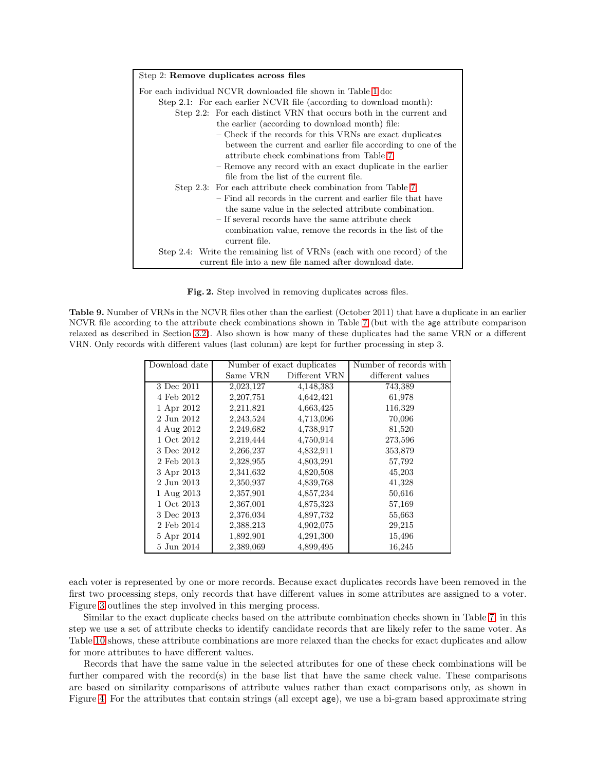Step 2: **Remove duplicates across files**

For each individual NCVR downloaded file shown in Table 1 do:

- Step 2.1: For each earlier NCVR file (according to download month):
  - Step 2.2: For each distinct VRN that occurs both in the current and the earlier (according to download month) file:
    - Check if the records for this VRNs are exact duplicates between the current and earlier file according to one of the attribute check combinations from Table 7
    - Remove any record with an exact duplicate in the earlier file from the list of the current file.
  - Step 2.3: For each attribute check combination from Table 7
    - Find all records in the current and earlier file that have the same value in the selected attribute combination.
    - If several records have the same attribute check combination value, remove the records in the list of the current file.
- Step 2.4: Write the remaining list of VRNs (each with one record) of the current file into a new file named after download date.

**Fig. 2.** Step involved in removing duplicates across files.

**Table 9.** Number of VRNs in the NCVR files other than the earliest (October 2011) that have a duplicate in an earlier NCVR file according to the attribute check combinations shown in Table 7 (but with the age attribute comparison relaxed as described in Section 3.2). Also shown is how many of these duplicates had the same VRN or a different VRN. Only records with different values (last column) are kept for further processing in step 3.

| Download date | Number of exact duplicates | | Number of records with |
|---|---|---|---|
| | Same VRN | Different VRN | different values |
| 3 Dec 2011 | 2,023,127 | 4,148,383 | 743,389 |
| 4 Feb 2012 | 2,207,751 | 4,642,421 | 61,978 |
| 1 Apr 2012 | 2,211,821 | 4,663,425 | 116,329 |
| 2 Jun 2012 | 2,243,524 | 4,713,096 | 70,096 |
| 4 Aug 2012 | 2,249,682 | 4,738,917 | 81,520 |
| 1 Oct 2012 | 2,219,444 | 4,750,914 | 273,596 |
| 3 Dec 2012 | 2,266,237 | 4,832,911 | 353,879 |
| 2 Feb 2013 | 2,328,955 | 4,803,291 | 57,792 |
| 3 Apr 2013 | 2,341,632 | 4,820,508 | 45,203 |
| 2 Jun 2013 | 2,350,937 | 4,839,768 | 41,328 |
| 1 Aug 2013 | 2,357,901 | 4,857,234 | 50,616 |
| 1 Oct 2013 | 2,367,001 | 4,875,323 | 57,169 |
| 3 Dec 2013 | 2,376,034 | 4,897,732 | 55,663 |
| 2 Feb 2014 | 2,388,213 | 4,902,075 | 29,215 |
| 5 Apr 2014 | 1,892,901 | 4,291,300 | 15,496 |
| 5 Jun 2014 | 2,389,069 | 4,899,495 | 16,245 |

each voter is represented by one or more records. Because exact duplicates records have been removed in the first two processing steps, only records that have different values in some attributes are assigned to a voter. Figure 3 outlines the step involved in this merging process.

Similar to the exact duplicate checks based on the attribute combination checks shown in Table 7, in this step we use a set of attribute checks to identify candidate records that are likely refer to the same voter. As Table 10 shows, these attribute combinations are more relaxed than the checks for exact duplicates and allow for more attributes to have different values.

Records that have the same value in the selected attributes for one of these check combinations will be further compared with the record(s) in the base list that have the same check value. These comparisons are based on similarity comparisons of attribute values rather than exact comparisons only, as shown in Figure 4. For the attributes that contain strings (all except age), we use a bi-gram based approximate string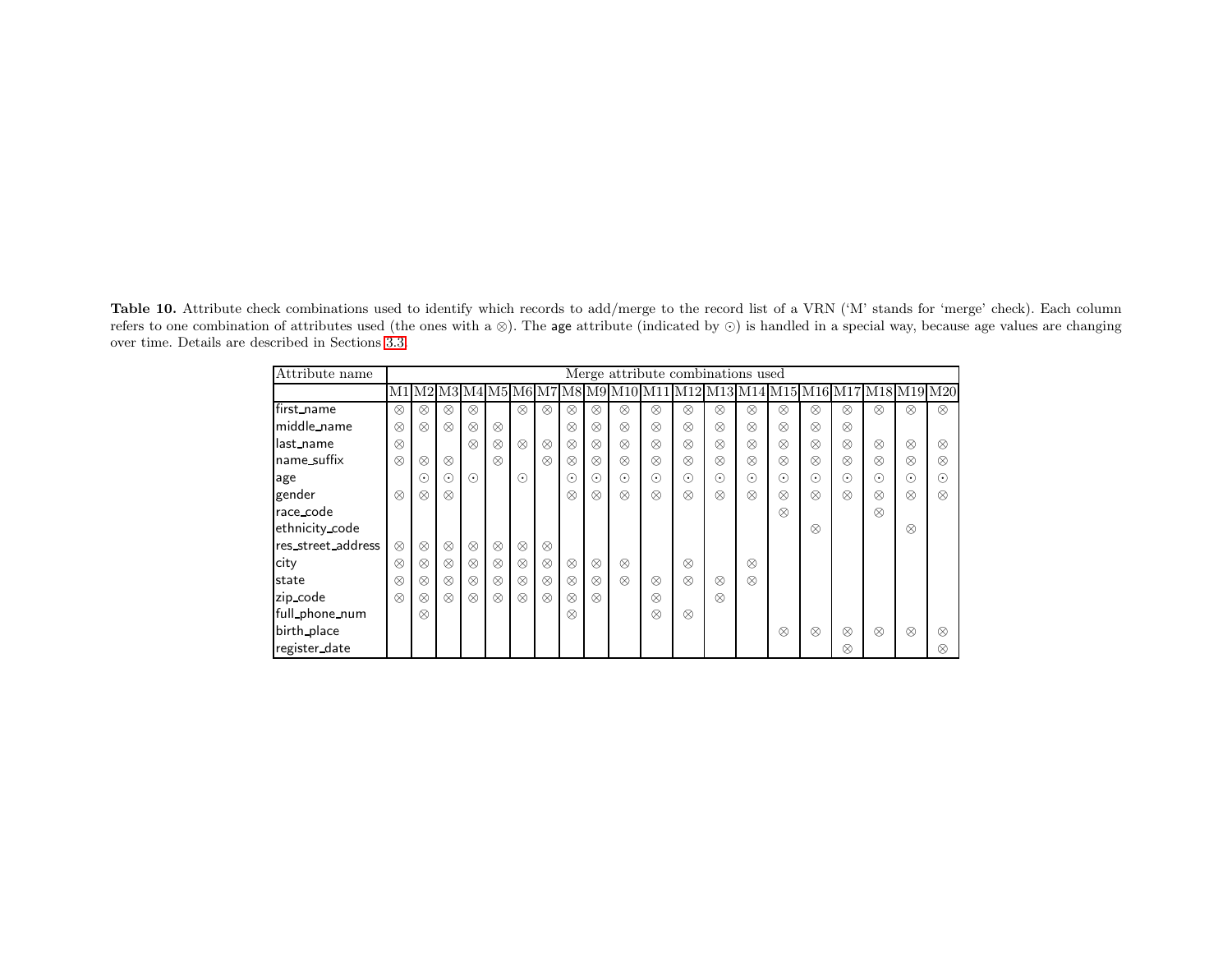**Table 10.** Attribute check combinations used to identify which records to add/merge to the record list of a VRN ('M' stands for 'merge' check). Each column refers to one combination of attributes used (the ones with a ⊗). The age attribute (indicated by ⊙) is handled in a special way, because age values are changing over time. Details are described in Sections 3.3.

| Attribute name | Merge attribute combinations used | | | | | | | | | | | | | | | | | | | |
|---|---|---|---|---|---|---|---|---|---|---|---|---|---|---|---|---|---|---|---|---|
| | M1 | M2 | M3 | M4 | M5 | M6 | M7 | M8 | M9 | M10 | M11 | M12 | M13 | M14 | M15 | M16 | M17 | M18 | M19 | M20 |
| first_name | ⊗ | ⊗ | ⊗ | ⊗ | | ⊗ | ⊗ | ⊗ | ⊗ | ⊗ | ⊗ | ⊗ | ⊗ | ⊗ | ⊗ | ⊗ | ⊗ | ⊗ | ⊗ | ⊗ |
| middle_name | ⊗ | ⊗ | ⊗ | ⊗ | ⊗ | | | ⊗ | ⊗ | ⊗ | ⊗ | ⊗ | ⊗ | ⊗ | ⊗ | ⊗ | ⊗ | | | |
| last_name | ⊗ | | | ⊗ | ⊗ | ⊗ | ⊗ | ⊗ | ⊗ | ⊗ | ⊗ | ⊗ | ⊗ | ⊗ | ⊗ | ⊗ | ⊗ | ⊗ | ⊗ | ⊗ |
| name_suffix | ⊗ | ⊗ | ⊗ | | ⊗ | | ⊗ | ⊗ | ⊗ | ⊗ | ⊗ | ⊗ | ⊗ | ⊗ | ⊗ | ⊗ | ⊗ | ⊗ | ⊗ | ⊗ |
| age | | ⊙ | ⊙ | ⊙ | | ⊙ | | ⊙ | ⊙ | ⊙ | ⊙ | ⊙ | ⊙ | ⊙ | ⊙ | ⊙ | ⊙ | ⊙ | ⊙ | ⊙ |
| gender | ⊗ | ⊗ | ⊗ | | | | | ⊗ | ⊗ | ⊗ | ⊗ | ⊗ | ⊗ | ⊗ | ⊗ | ⊗ | ⊗ | ⊗ | ⊗ | ⊗ |
| race_code | | | | | | | | | | | | | | | ⊗ | | | ⊗ | | |
| ethnicity_code | | | | | | | | | | | | | | | | ⊗ | | | ⊗ | |
| res_street_address | ⊗ | ⊗ | ⊗ | ⊗ | ⊗ | ⊗ | ⊗ | | | | | | | | | | | | | |
| city | ⊗ | ⊗ | ⊗ | ⊗ | ⊗ | ⊗ | ⊗ | ⊗ | ⊗ | ⊗ | | ⊗ | | ⊗ | | | | | | |
| state | ⊗ | ⊗ | ⊗ | ⊗ | ⊗ | ⊗ | ⊗ | ⊗ | ⊗ | ⊗ | ⊗ | ⊗ | ⊗ | ⊗ | | | | | | |
| zip_code | ⊗ | ⊗ | ⊗ | ⊗ | ⊗ | ⊗ | ⊗ | ⊗ | ⊗ | | ⊗ | | ⊗ | | | | | | | |
| full_phone_num | | ⊗ | | | | | | ⊗ | | | ⊗ | ⊗ | | | | | | | | |
| birth_place | | | | | | | | | | | | | | | ⊗ | ⊗ | ⊗ | ⊗ | ⊗ | ⊗ |
| register_date | | | | | | | | | | | | | | | | | ⊗ | | | ⊗ |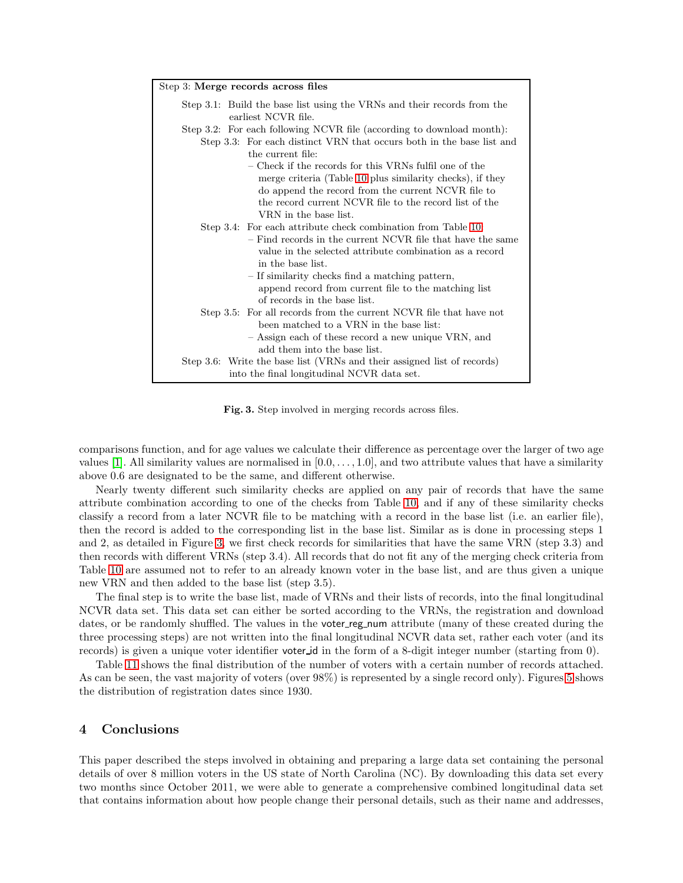Step 3: **Merge records across files**

- Step 3.1: Build the base list using the VRNs and their records from the earliest NCVR file.
- Step 3.2: For each following NCVR file (according to download month):
  - Step 3.3: For each distinct VRN that occurs both in the base list and the current file:
    - Check if the records for this VRNs fulfil one of the merge criteria (Table 10 plus similarity checks), if they do append the record from the current NCVR file to the record current NCVR file to the record list of the VRN in the base list.
  - Step 3.4: For each attribute check combination from Table 10
    - Find records in the current NCVR file that have the same value in the selected attribute combination as a record in the base list.
    - If similarity checks find a matching pattern, append record from current file to the matching list of records in the base list.
  - Step 3.5: For all records from the current NCVR file that have not been matched to a VRN in the base list:
    - Assign each of these record a new unique VRN, and add them into the base list.
- Step 3.6: Write the base list (VRNs and their assigned list of records) into the final longitudinal NCVR data set.

**Fig. 3.** Step involved in merging records across files.

comparisons function, and for age values we calculate their difference as percentage over the larger of two age values [1]. All similarity values are normalised in $[0.0, \ldots, 1.0]$, and two attribute values that have a similarity above 0.6 are designated to be the same, and different otherwise.

Nearly twenty different such similarity checks are applied on any pair of records that have the same attribute combination according to one of the checks from Table 10, and if any of these similarity checks classify a record from a later NCVR file to be matching with a record in the base list (i.e. an earlier file), then the record is added to the corresponding list in the base list. Similar as is done in processing steps 1 and 2, as detailed in Figure 3, we first check records for similarities that have the same VRN (step 3.3) and then records with different VRNs (step 3.4). All records that do not fit any of the merging check criteria from Table 10 are assumed not to refer to an already known voter in the base list, and are thus given a unique new VRN and then added to the base list (step 3.5).

The final step is to write the base list, made of VRNs and their lists of records, into the final longitudinal NCVR data set. This data set can either be sorted according to the VRNs, the registration and download dates, or be randomly shuffled. The values in the voter_reg_num attribute (many of these created during the three processing steps) are not written into the final longitudinal NCVR data set, rather each voter (and its records) is given a unique voter identifier voter_id in the form of a 8-digit integer number (starting from 0).

Table 11 shows the final distribution of the number of voters with a certain number of records attached. As can be seen, the vast majority of voters (over 98%) is represented by a single record only). Figures 5 shows the distribution of registration dates since 1930.

## 4 Conclusions

This paper described the steps involved in obtaining and preparing a large data set containing the personal details of over 8 million voters in the US state of North Carolina (NC). By downloading this data set every two months since October 2011, we were able to generate a comprehensive combined longitudinal data set that contains information about how people change their personal details, such as their name and addresses,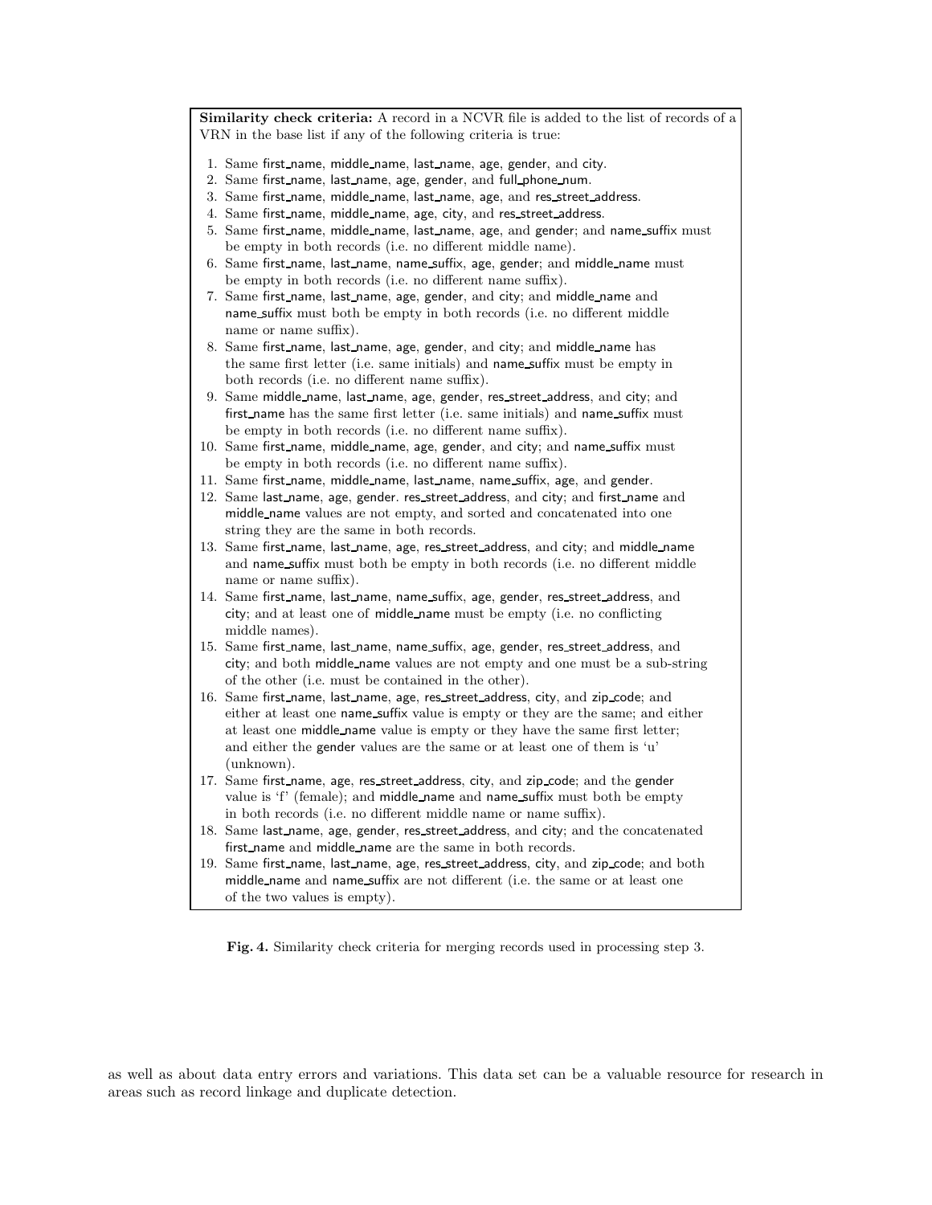**Similarity check criteria:** A record in a NCVR file is added to the list of records of a VRN in the base list if any of the following criteria is true:

1. Same first_name, middle_name, last_name, age, gender, and city.
2. Same first_name, last_name, age, gender, and full_phone_num.
3. Same first_name, middle_name, last_name, age, and res_street_address.
4. Same first_name, middle_name, age, city, and res_street_address.
5. Same first_name, middle_name, last_name, age, and gender; and name_suffix must be empty in both records (i.e. no different middle name).
6. Same first_name, last_name, name_suffix, age, gender; and middle_name must be empty in both records (i.e. no different name suffix).
7. Same first_name, last_name, age, gender, and city; and middle_name and name_suffix must both be empty in both records (i.e. no different middle name or name suffix).
8. Same first_name, last_name, age, gender, and city; and middle_name has the same first letter (i.e. same initials) and name_suffix must be empty in both records (i.e. no different name suffix).
9. Same middle_name, last_name, age, gender, res_street_address, and city; and first_name has the same first letter (i.e. same initials) and name_suffix must be empty in both records (i.e. no different name suffix).
10. Same first_name, middle_name, age, gender, and city; and name_suffix must be empty in both records (i.e. no different name suffix).
11. Same first_name, middle_name, last_name, name_suffix, age, and gender.
12. Same last_name, age, gender. res_street_address, and city; and first_name and middle_name values are not empty, and sorted and concatenated into one string they are the same in both records.
13. Same first_name, last_name, age, res_street_address, and city; and middle_name and name_suffix must both be empty in both records (i.e. no different middle name or name suffix).
14. Same first_name, last_name, name_suffix, age, gender, res_street_address, and city; and at least one of middle_name must be empty (i.e. no conflicting middle names).
15. Same first_name, last_name, name_suffix, age, gender, res_street_address, and city; and both middle_name values are not empty and one must be a sub-string of the other (i.e. must be contained in the other).
16. Same first_name, last_name, age, res_street_address, city, and zip_code; and either at least one name_suffix value is empty or they are the same; and either at least one middle_name value is empty or they have the same first letter; and either the gender values are the same or at least one of them is 'u' (unknown).
17. Same first_name, age, res_street_address, city, and zip_code; and the gender value is 'f' (female); and middle_name and name_suffix must both be empty in both records (i.e. no different middle name or name suffix).
18. Same last_name, age, gender, res_street_address, and city; and the concatenated first_name and middle_name are the same in both records.
19. Same first_name, last_name, age, res_street_address, city, and zip_code; and both middle_name and name_suffix are not different (i.e. the same or at least one of the two values is empty).

**Fig. 4.** Similarity check criteria for merging records used in processing step 3.

as well as about data entry errors and variations. This data set can be a valuable resource for research in areas such as record linkage and duplicate detection.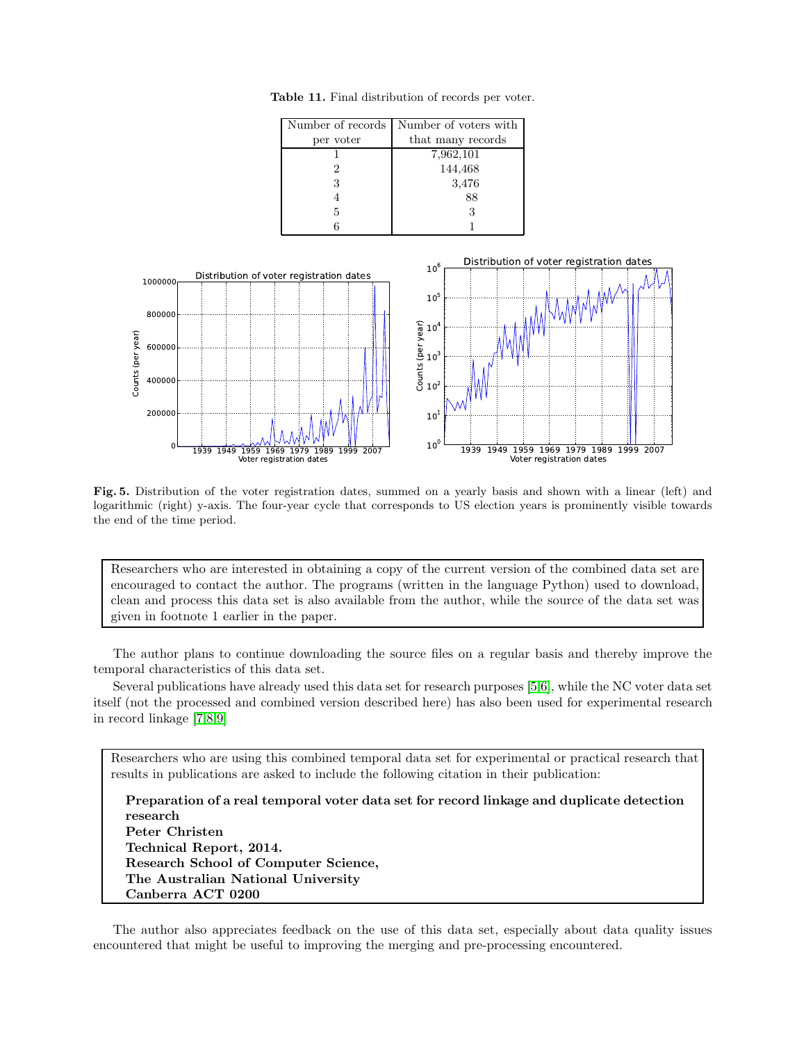**Table 11.** Final distribution of records per voter.

| Number of records per voter | Number of voters with that many records |
|---|---|
| 1 | 7,962,101 |
| 2 | 144,468 |
| 3 | 3,476 |
| 4 | 88 |
| 5 | 3 |
| 6 | 1 |

**Fig. 5.** Distribution of the voter registration dates, summed on a yearly basis and shown with a linear (left) and logarithmic (right) y-axis. The four-year cycle that corresponds to US election years is prominently visible towards the end of the time period.

> Researchers who are interested in obtaining a copy of the current version of the combined data set are encouraged to contact the author. The programs (written in the language Python) used to download, clean and process this data set is also available from the author, while the source of the data set was given in footnote 1 earlier in the paper.

The author plans to continue downloading the source files on a regular basis and thereby improve the temporal characteristics of this data set.

Several publications have already used this data set for research purposes [5,6], while the NC voter data set itself (not the processed and combined version described here) has also been used for experimental research in record linkage [7,8,9]

> Researchers who are using this combined temporal data set for experimental or practical research that results in publications are asked to include the following citation in their publication:
>
> **Preparation of a real temporal voter data set for record linkage and duplicate detection research**
> **Peter Christen**
> **Technical Report, 2014.**
> **Research School of Computer Science,**
> **The Australian National University**
> **Canberra ACT 0200**

The author also appreciates feedback on the use of this data set, especially about data quality issues encountered that might be useful to improving the merging and pre-processing encountered.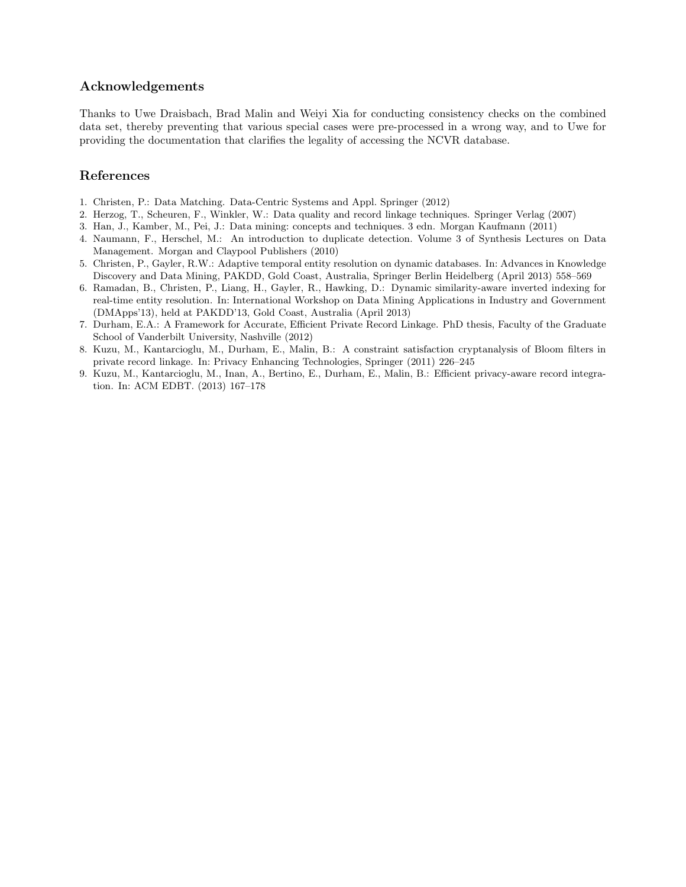## Acknowledgements

Thanks to Uwe Draisbach, Brad Malin and Weiyi Xia for conducting consistency checks on the combined data set, thereby preventing that various special cases were pre-processed in a wrong way, and to Uwe for providing the documentation that clarifies the legality of accessing the NCVR database.

## References

1. Christen, P.: Data Matching. Data-Centric Systems and Appl. Springer (2012)
2. Herzog, T., Scheuren, F., Winkler, W.: Data quality and record linkage techniques. Springer Verlag (2007)
3. Han, J., Kamber, M., Pei, J.: Data mining: concepts and techniques. 3 edn. Morgan Kaufmann (2011)
4. Naumann, F., Herschel, M.: An introduction to duplicate detection. Volume 3 of Synthesis Lectures on Data Management. Morgan and Claypool Publishers (2010)
5. Christen, P., Gayler, R.W.: Adaptive temporal entity resolution on dynamic databases. In: Advances in Knowledge Discovery and Data Mining, PAKDD, Gold Coast, Australia, Springer Berlin Heidelberg (April 2013) 558–569
6. Ramadan, B., Christen, P., Liang, H., Gayler, R., Hawking, D.: Dynamic similarity-aware inverted indexing for real-time entity resolution. In: International Workshop on Data Mining Applications in Industry and Government (DMApps'13), held at PAKDD'13, Gold Coast, Australia (April 2013)
7. Durham, E.A.: A Framework for Accurate, Efficient Private Record Linkage. PhD thesis, Faculty of the Graduate School of Vanderbilt University, Nashville (2012)
8. Kuzu, M., Kantarcioglu, M., Durham, E., Malin, B.: A constraint satisfaction cryptanalysis of Bloom filters in private record linkage. In: Privacy Enhancing Technologies, Springer (2011) 226–245
9. Kuzu, M., Kantarcioglu, M., Inan, A., Bertino, E., Durham, E., Malin, B.: Efficient privacy-aware record integration. In: ACM EDBT. (2013) 167–178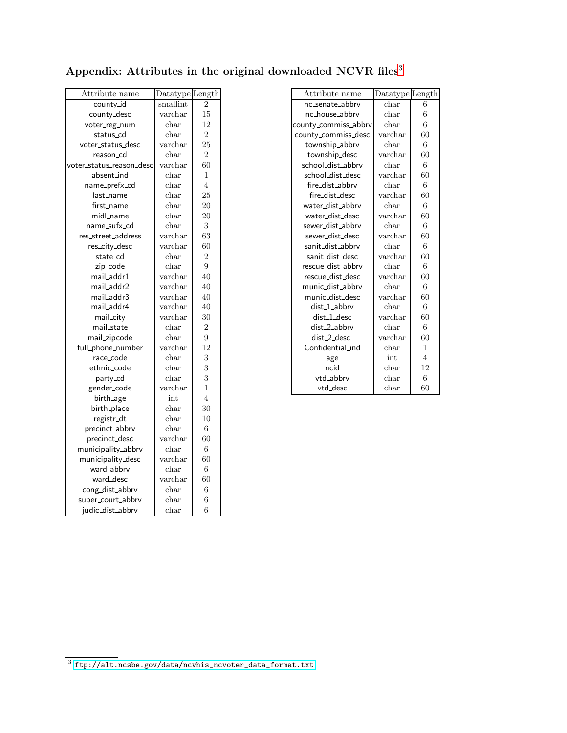## Appendix: Attributes in the original downloaded NCVR files[3]

| Attribute name | Datatype | Length |
|---|---|---|
| county_id | smallint | 2 |
| county_desc | varchar | 15 |
| voter_reg_num | char | 12 |
| status_cd | char | 2 |
| voter_status_desc | varchar | 25 |
| reason_cd | char | 2 |
| voter_status_reason_desc | varchar | 60 |
| absent_ind | char | 1 |
| name_prefx_cd | char | 4 |
| last_name | char | 25 |
| first_name | char | 20 |
| midl_name | char | 20 |
| name_sufx_cd | char | 3 |
| res_street_address | varchar | 63 |
| res_city_desc | varchar | 60 |
| state_cd | char | 2 |
| zip_code | char | 9 |
| mail_addr1 | varchar | 40 |
| mail_addr2 | varchar | 40 |
| mail_addr3 | varchar | 40 |
| mail_addr4 | varchar | 40 |
| mail_city | varchar | 30 |
| mail_state | char | 2 |
| mail_zipcode | char | 9 |
| full_phone_number | varchar | 12 |
| race_code | char | 3 |
| ethnic_code | char | 3 |
| party_cd | char | 3 |
| gender_code | varchar | 1 |
| birth_age | int | 4 |
| birth_place | char | 30 |
| registr_dt | char | 10 |
| precinct_abbrv | char | 6 |
| precinct_desc | varchar | 60 |
| municipality_abbrv | char | 6 |
| municipality_desc | varchar | 60 |
| ward_abbrv | char | 6 |
| ward_desc | varchar | 60 |
| cong_dist_abbrv | char | 6 |
| super_court_abbrv | char | 6 |
| judic_dist_abbrv | char | 6 |

| Attribute name | Datatype | Length |
|---|---|---|
| nc_senate_abbrv | char | 6 |
| nc_house_abbrv | char | 6 |
| county_commiss_abbrv | char | 6 |
| county_commiss_desc | varchar | 60 |
| township_abbrv | char | 6 |
| township_desc | varchar | 60 |
| school_dist_abbrv | char | 6 |
| school_dist_desc | varchar | 60 |
| fire_dist_abbrv | char | 6 |
| fire_dist_desc | varchar | 60 |
| water_dist_abbrv | char | 6 |
| water_dist_desc | varchar | 60 |
| sewer_dist_abbrv | char | 6 |
| sewer_dist_desc | varchar | 60 |
| sanit_dist_abbrv | char | 6 |
| sanit_dist_desc | varchar | 60 |
| rescue_dist_abbrv | char | 6 |
| rescue_dist_desc | varchar | 60 |
| munic_dist_abbrv | char | 6 |
| munic_dist_desc | varchar | 60 |
| dist_1_abbrv | char | 6 |
| dist_1_desc | varchar | 60 |
| dist_2_abbrv | char | 6 |
| dist_2_desc | varchar | 60 |
| Confidential_ind | char | 1 |
| age | int | 4 |
| ncid | char | 12 |
| vtd_abbrv | char | 6 |
| vtd_desc | char | 60 |

[3] ftp://alt.ncsbe.gov/data/ncvhis_ncvoter_data_format.txt